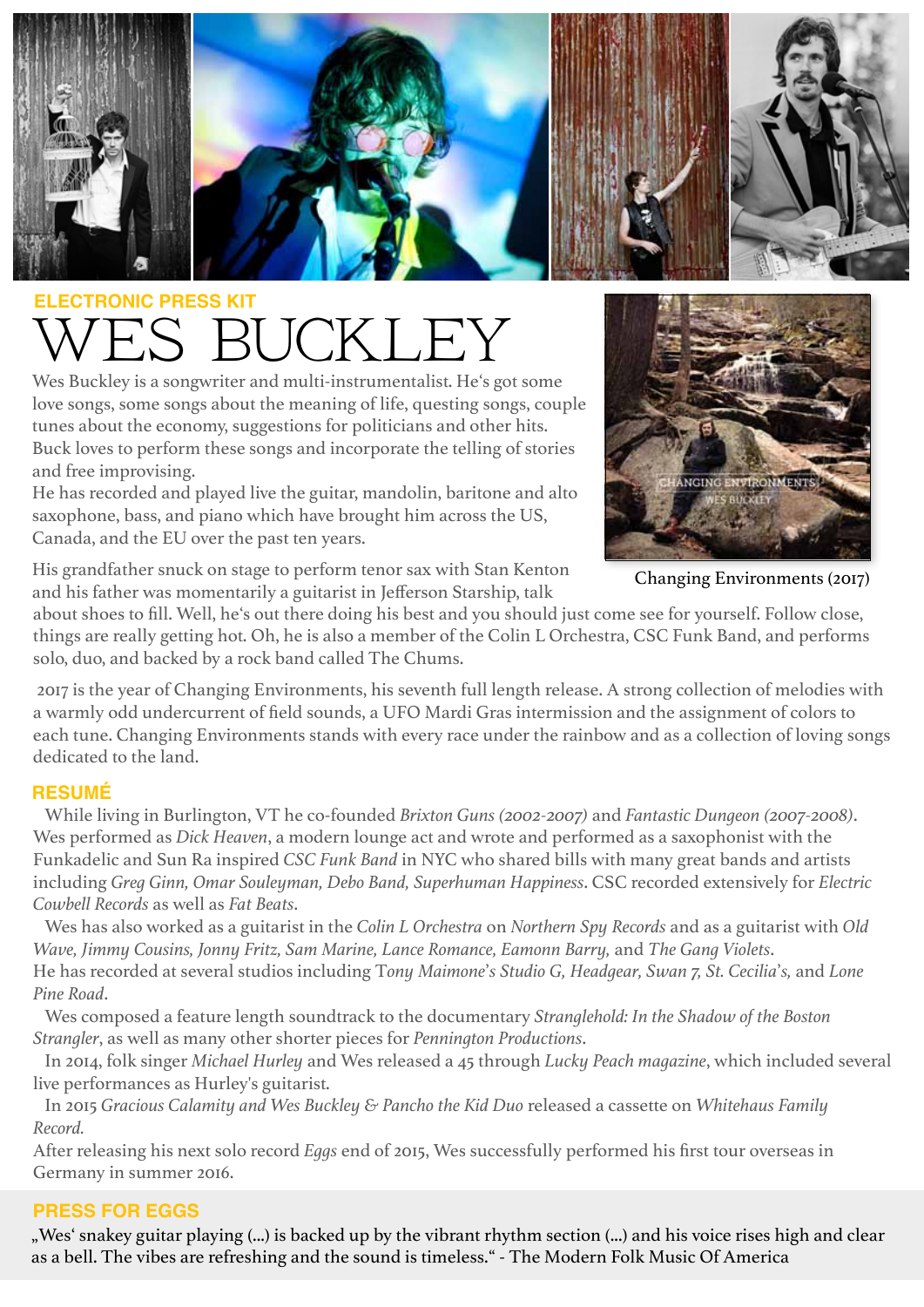**ELECTRONIC PRESS KIT**

# WES BUCKLEY

Wes Buckley is a songwriter and multi-instrumentalist. He's got some love songs, some songs about the meaning of life, questing songs, couple tunes about the economy, suggestions for politicians and other hits. Buck loves to perform these songs and incorporate the telling of stories and free improvising.

He has recorded and played live the guitar, mandolin, baritone and alto saxophone, bass, and piano which have brought him across the US, Canada, and the EU over the past ten years.

Changing Environments (2017)

His grandfather snuck on stage to perform tenor sax with Stan Kenton and his father was momentarily a guitarist in Jefferson Starship, talk about shoes to fill. Well, he's out there doing his best and you should just come see for yourself. Follow close, things are really getting hot. Oh, he is also a member of the Colin L Orchestra, CSC Funk Band, and performs solo, duo, and backed by a rock band called The Chums.

2017 is the year of Changing Environments, his seventh full length release. A strong collection of melodies with a warmly odd undercurrent of field sounds, a UFO Mardi Gras intermission and the assignment of colors to each tune. Changing Environments stands with every race under the rainbow and as a collection of loving songs dedicated to the land.

## RESUMÉ

While living in Burlington, VT he co-founded *Brixton Guns (2002-2007)* and *Fantastic Dungeon (2007-2008)*. Wes performed as *Dick Heaven*, a modern lounge act and wrote and performed as a saxophonist with the Funkadelic and Sun Ra inspired *CSC Funk Band* in NYC who shared bills with many great bands and artists including *Greg Ginn, Omar Souleyman, Debo Band, Superhuman Happiness*. CSC recorded extensively for *Electric Cowbell Records* as well as *Fat Beats*.

Wes has also worked as a guitarist in the *Colin L Orchestra* on *Northern Spy Records* and as a guitarist with *Old Wave, Jimmy Cousins, Jonny Fritz, Sam Marine, Lance Romance, Eamonn Barry,* and *The Gang Violets*.
He has recorded at several studios including T*ony Maimone's Studio G, Headgear, Swan 7, St. Cecilia's,* and *Lone Pine Road*.

Wes composed a feature length soundtrack to the documentary *Stranglehold: In the Shadow of the Boston Strangler*, as well as many other shorter pieces for *Pennington Productions*.

In 2014, folk singer *Michael Hurley* and Wes released a 45 through *Lucky Peach magazine*, which included several live performances as Hurley's guitarist.

In 2015 *Gracious Calamity and Wes Buckley & Pancho the Kid Duo* released a cassette on *Whitehaus Family Record*.
After releasing his next solo record *Eggs* end of 2015, Wes successfully performed his first tour overseas in Germany in summer 2016.

## PRESS FOR EGGS

„Wes' snakey guitar playing (...) is backed up by the vibrant rhythm section (...) and his voice rises high and clear as a bell. The vibes are refreshing and the sound is timeless." - The Modern Folk Music Of America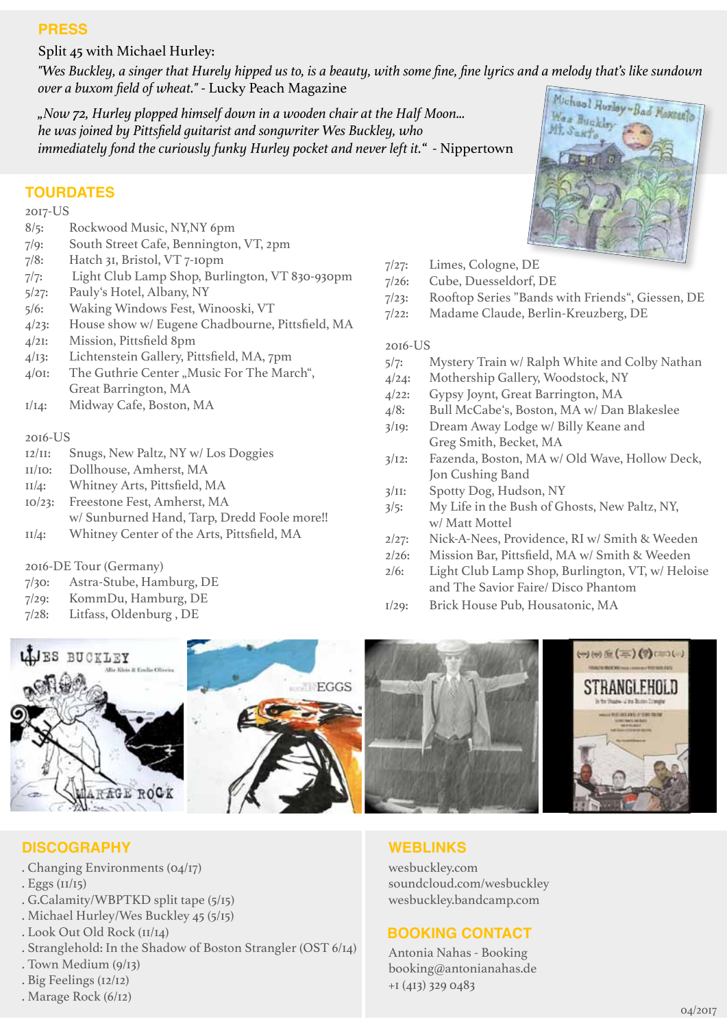## PRESS

Split 45 with Michael Hurley:

*"Wes Buckley, a singer that Hurely hipped us to, is a beauty, with some fine, fine lyrics and a melody that's like sundown over a buxom field of wheat."* - Lucky Peach Magazine

*„Now 72, Hurley plopped himself down in a wooden chair at the Half Moon... he was joined by Pittsfield guitarist and songwriter Wes Buckley, who immediately fond the curiously funky Hurley pocket and never left it."* - Nippertown

## TOURDATES

2017-US

- 8/5: Rockwood Music, NY,NY 6pm
- 7/9: South Street Cafe, Bennington, VT, 2pm
- 7/8: Hatch 31, Bristol, VT 7-10pm
- 7/7: Light Club Lamp Shop, Burlington, VT 830-930pm
- 5/27: Pauly's Hotel, Albany, NY
- 5/6: Waking Windows Fest, Winooski, VT
- 4/23: House show w/ Eugene Chadbourne, Pittsfield, MA
- 4/21: Mission, Pittsfield 8pm
- 4/13: Lichtenstein Gallery, Pittsfield, MA, 7pm
- 4/01: The Guthrie Center „Music For The March", Great Barrington, MA
- 1/14: Midway Cafe, Boston, MA

2016-US

- 12/11: Snugs, New Paltz, NY w/ Los Doggies
- 11/10: Dollhouse, Amherst, MA
- 11/4: Whitney Arts, Pittsfield, MA
- 10/23: Freestone Fest, Amherst, MA w/ Sunburned Hand, Tarp, Dredd Foole more!!
- 11/4: Whitney Center of the Arts, Pittsfield, MA

2016-DE Tour (Germany)

- 7/30: Astra-Stube, Hamburg, DE
- 7/29: KommDu, Hamburg, DE
- 7/28: Litfass, Oldenburg , DE
- 7/27: Limes, Cologne, DE
- 7/26: Cube, Duesseldorf, DE
- 7/23: Rooftop Series "Bands with Friends", Giessen, DE
- 7/22: Madame Claude, Berlin-Kreuzberg, DE

2016-US

- 5/7: Mystery Train w/ Ralph White and Colby Nathan
- 4/24: Mothership Gallery, Woodstock, NY
- 4/22: Gypsy Joynt, Great Barrington, MA
- 4/8: Bull McCabe's, Boston, MA w/ Dan Blakeslee
- 3/19: Dream Away Lodge w/ Billy Keane and Greg Smith, Becket, MA
- 3/12: Fazenda, Boston, MA w/ Old Wave, Hollow Deck, Jon Cushing Band
- 3/11: Spotty Dog, Hudson, NY
- 3/5: My Life in the Bush of Ghosts, New Paltz, NY, w/ Matt Mottel
- 2/27: Nick-A-Nees, Providence, RI w/ Smith & Weeden
- 2/26: Mission Bar, Pittsfield, MA w/ Smith & Weeden
- 2/6: Light Club Lamp Shop, Burlington, VT, w/ Heloise and The Savior Faire/ Disco Phantom
- 1/29: Brick House Pub, Housatonic, MA

## DISCOGRAPHY

- Changing Environments (04/17)
- Eggs (11/15)
- G.Calamity/WBPTKD split tape (5/15)
- Michael Hurley/Wes Buckley 45 (5/15)
- Look Out Old Rock (11/14)
- Stranglehold: In the Shadow of Boston Strangler (OST 6/14)
- Town Medium (9/13)
- Big Feelings (12/12)
- Marage Rock (6/12)

## WEBLINKS

wesbuckley.com
soundcloud.com/wesbuckley
wesbuckley.bandcamp.com

## BOOKING CONTACT

Antonia Nahas - Booking
booking@antonianahas.de
+1 (413) 329 0483

04/2017